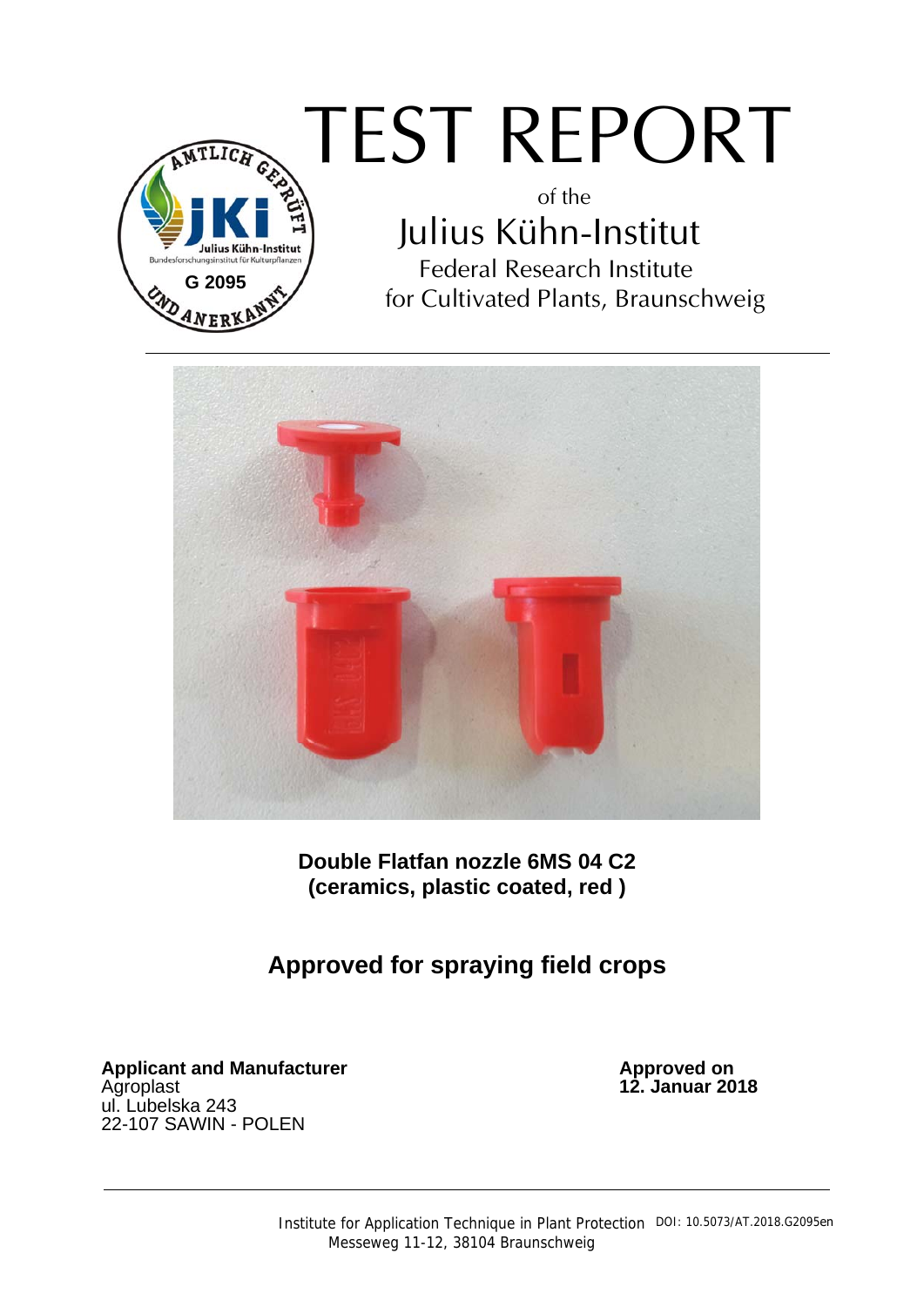# TEST REPORT

of the

## Julius Kühn-Institut

Federal Research Institute
for Cultivated Plants, Braunschweig

**Double Flatfan nozzle 6MS 04 C2**
**(ceramics, plastic coated, red )**

## Approved for spraying field crops

**Applicant and Manufacturer**
Agroplast
ul. Lubelska 243
22-107 SAWIN - POLEN

**Approved on**
**12. Januar 2018**

Institute for Application Technique in Plant Protection
Messeweg 11-12, 38104 Braunschweig

DOI: 10.5073/AT.2018.G2095en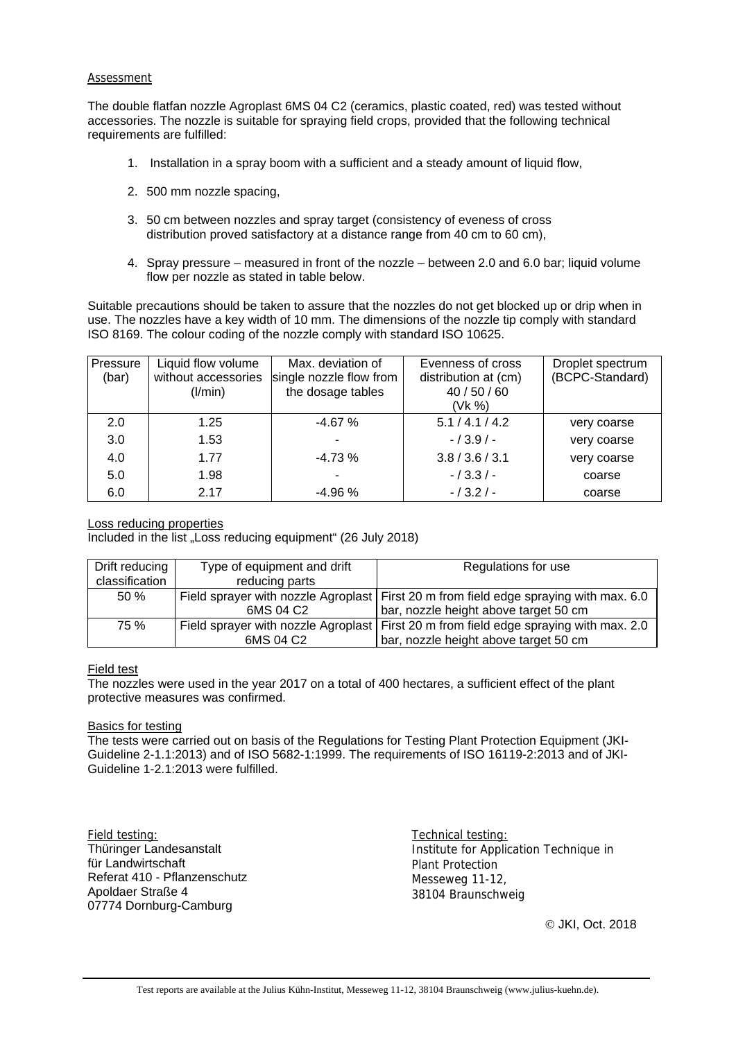Assessment

The double flatfan nozzle Agroplast 6MS 04 C2 (ceramics, plastic coated, red) was tested without accessories. The nozzle is suitable for spraying field crops, provided that the following technical requirements are fulfilled:

1. Installation in a spray boom with a sufficient and a steady amount of liquid flow,
2. 500 mm nozzle spacing,
3. 50 cm between nozzles and spray target (consistency of eveness of cross distribution proved satisfactory at a distance range from 40 cm to 60 cm),
4. Spray pressure – measured in front of the nozzle – between 2.0 and 6.0 bar; liquid volume flow per nozzle as stated in table below.

Suitable precautions should be taken to assure that the nozzles do not get blocked up or drip when in use. The nozzles have a key width of 10 mm. The dimensions of the nozzle tip comply with standard ISO 8169. The colour coding of the nozzle comply with standard ISO 10625.

| Pressure (bar) | Liquid flow volume without accessories (l/min) | Max. deviation of single nozzle flow from the dosage tables | Evenness of cross distribution at (cm) 40 / 50 / 60 (Vk %) | Droplet spectrum (BCPC-Standard) |
|---|---|---|---|---|
| 2.0 | 1.25 | -4.67 % | 5.1 / 4.1 / 4.2 | very coarse |
| 3.0 | 1.53 | - | - / 3.9 / - | very coarse |
| 4.0 | 1.77 | -4.73 % | 3.8 / 3.6 / 3.1 | very coarse |
| 5.0 | 1.98 | - | - / 3.3 / - | coarse |
| 6.0 | 2.17 | -4.96 % | - / 3.2 / - | coarse |

Loss reducing properties
Included in the list „Loss reducing equipment" (26 July 2018)

| Drift reducing classification | Type of equipment and drift reducing parts | Regulations for use |
|---|---|---|
| 50 % | Field sprayer with nozzle Agroplast 6MS 04 C2 | First 20 m from field edge spraying with max. 6.0 bar, nozzle height above target 50 cm |
| 75 % | Field sprayer with nozzle Agroplast 6MS 04 C2 | First 20 m from field edge spraying with max. 2.0 bar, nozzle height above target 50 cm |

Field test
The nozzles were used in the year 2017 on a total of 400 hectares, a sufficient effect of the plant protective measures was confirmed.

Basics for testing
The tests were carried out on basis of the Regulations for Testing Plant Protection Equipment (JKI-Guideline 2-1.1:2013) and of ISO 5682-1:1999. The requirements of ISO 16119-2:2013 and of JKI-Guideline 1-2.1:2013 were fulfilled.

Field testing:
Thüringer Landesanstalt
für Landwirtschaft
Referat 410 - Pflanzenschutz
Apoldaer Straße 4
07774 Dornburg-Camburg

Technical testing:
Institute for Application Technique in
Plant Protection
Messeweg 11-12,
38104 Braunschweig

© JKI, Oct. 2018

Test reports are available at the Julius Kühn-Institut, Messeweg 11-12, 38104 Braunschweig (www.julius-kuehn.de).